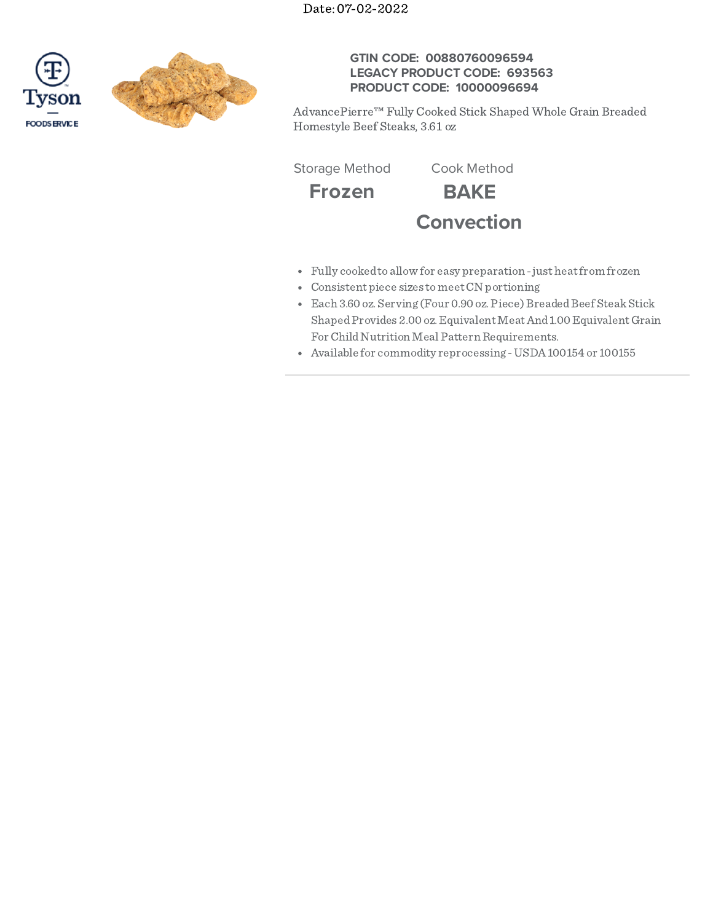Date: 07-02-2022

Tyson FOODSERVICE

**GTIN CODE: 00880760096594**
**LEGACY PRODUCT CODE: 693563**
**PRODUCT CODE: 10000096694**

AdvancePierre™ Fully Cooked Stick Shaped Whole Grain Breaded Homestyle Beef Steaks, 3.61 oz

| Storage Method | Cook Method |
|---|---|
| **Frozen** | **BAKE** |
| | **Convection** |

- Fully cooked to allow for easy preparation - just heat from frozen
- Consistent piece sizes to meet CN portioning
- Each 3.60 oz. Serving (Four 0.90 oz. Piece) Breaded Beef Steak Stick Shaped Provides 2.00 oz. Equivalent Meat And 1.00 Equivalent Grain For Child Nutrition Meal Pattern Requirements.
- Available for commodity reprocessing - USDA 100154 or 100155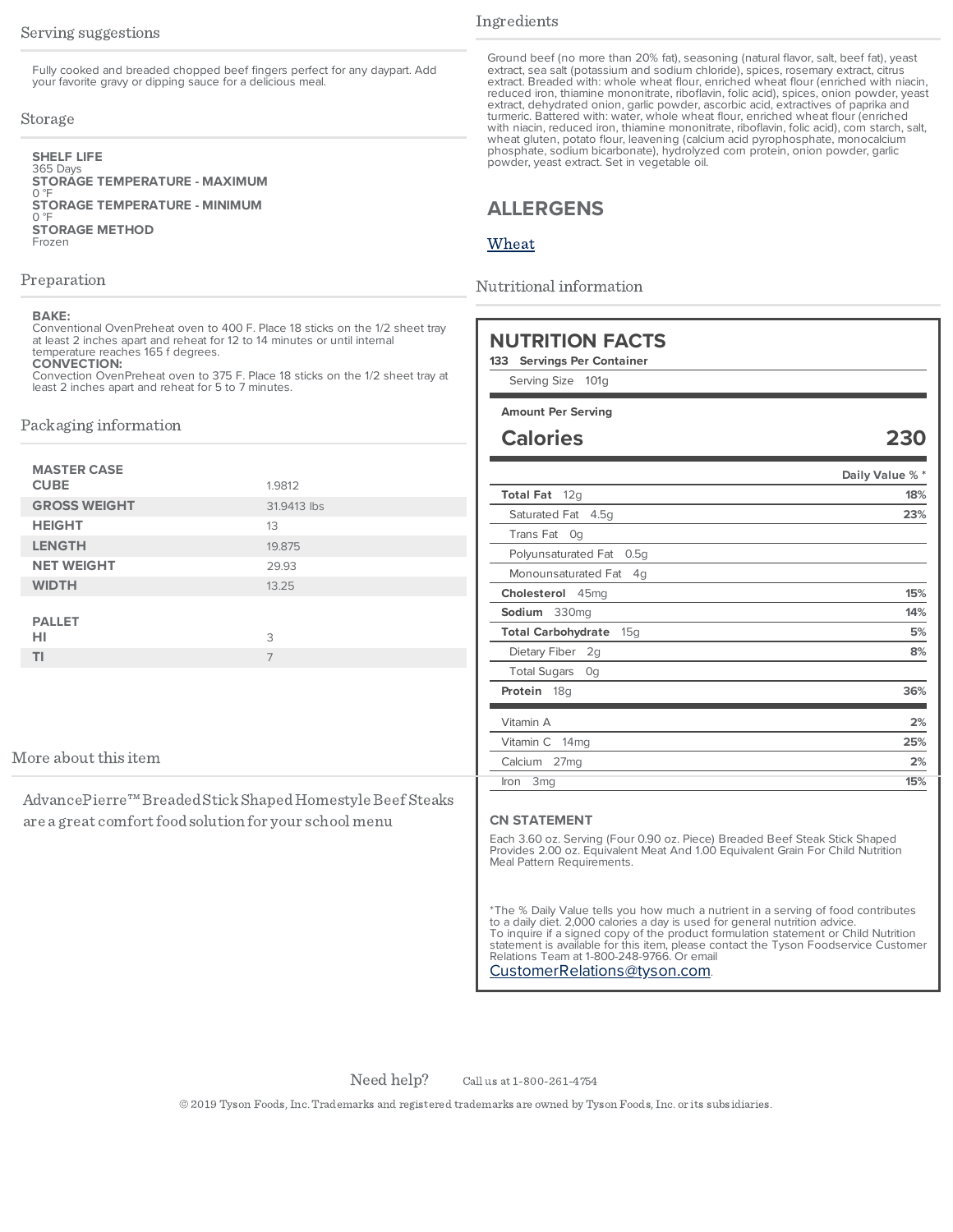## Serving suggestions

Fully cooked and breaded chopped beef fingers perfect for any daypart. Add your favorite gravy or dipping sauce for a delicious meal.

## Storage

**SHELF LIFE**
365 Days
**STORAGE TEMPERATURE - MAXIMUM**
0 °F
**STORAGE TEMPERATURE - MINIMUM**
0 °F
**STORAGE METHOD**
Frozen

## Preparation

**BAKE:**
Conventional OvenPreheat oven to 400 F. Place 18 sticks on the 1/2 sheet tray at least 2 inches apart and reheat for 12 to 14 minutes or until internal temperature reaches 165 f degrees.
**CONVECTION:**
Convection OvenPreheat oven to 375 F. Place 18 sticks on the 1/2 sheet tray at least 2 inches apart and reheat for 5 to 7 minutes.

## Packaging information

| MASTER CASE | |
|---|---|
| CUBE | 1.9812 |
| GROSS WEIGHT | 31.9413 lbs |
| HEIGHT | 13 |
| LENGTH | 19.875 |
| NET WEIGHT | 29.93 |
| WIDTH | 13.25 |

| PALLET | |
|---|---|
| HI | 3 |
| TI | 7 |

## More about this item

AdvancePierre™ Breaded Stick Shaped Homestyle Beef Steaks are a great comfort food solution for your school menu

## Ingredients

Ground beef (no more than 20% fat), seasoning (natural flavor, salt, beef fat), yeast extract, sea salt (potassium and sodium chloride), spices, rosemary extract, citrus extract. Breaded with: whole wheat flour, enriched wheat flour (enriched with niacin, reduced iron, thiamine mononitrate, riboflavin, folic acid), spices, onion powder, yeast extract, dehydrated onion, garlic powder, ascorbic acid, extractives of paprika and turmeric. Battered with: water, whole wheat flour, enriched wheat flour (enriched with niacin, reduced iron, thiamine mononitrate, riboflavin, folic acid), corn starch, salt, wheat gluten, potato flour, leavening (calcium acid pyrophosphate, monocalcium phosphate, sodium bicarbonate), hydrolyzed corn protein, onion powder, garlic powder, yeast extract. Set in vegetable oil.

## ALLERGENS

Wheat

## Nutritional information

### NUTRITION FACTS

133 Servings Per Container
Serving Size 101g

Amount Per Serving

| Calories | 230 |
|---|---|
| | Daily Value % * |
| **Total Fat** 12g | 18% |
| Saturated Fat 4.5g | 23% |
| Trans Fat 0g | |
| Polyunsaturated Fat 0.5g | |
| Monounsaturated Fat 4g | |
| **Cholesterol** 45mg | 15% |
| **Sodium** 330mg | 14% |
| **Total Carbohydrate** 15g | 5% |
| Dietary Fiber 2g | 8% |
| Total Sugars 0g | |
| **Protein** 18g | 36% |
| Vitamin A | 2% |
| Vitamin C 14mg | 25% |
| Calcium 27mg | 2% |
| Iron 3mg | 15% |

**CN STATEMENT**

Each 3.60 oz. Serving (Four 0.90 oz. Piece) Breaded Beef Steak Stick Shaped Provides 2.00 oz. Equivalent Meat And 1.00 Equivalent Grain For Child Nutrition Meal Pattern Requirements.

*The % Daily Value tells you how much a nutrient in a serving of food contributes to a daily diet. 2,000 calories a day is used for general nutrition advice.
To inquire if a signed copy of the product formulation statement or Child Nutrition statement is available for this item, please contact the Tyson Foodservice Customer Relations Team at 1-800-248-9766. Or email CustomerRelations@tyson.com.

Need help? Call us at 1-800-261-4754

© 2019 Tyson Foods, Inc. Trademarks and registered trademarks are owned by Tyson Foods, Inc. or its subsidiaries.